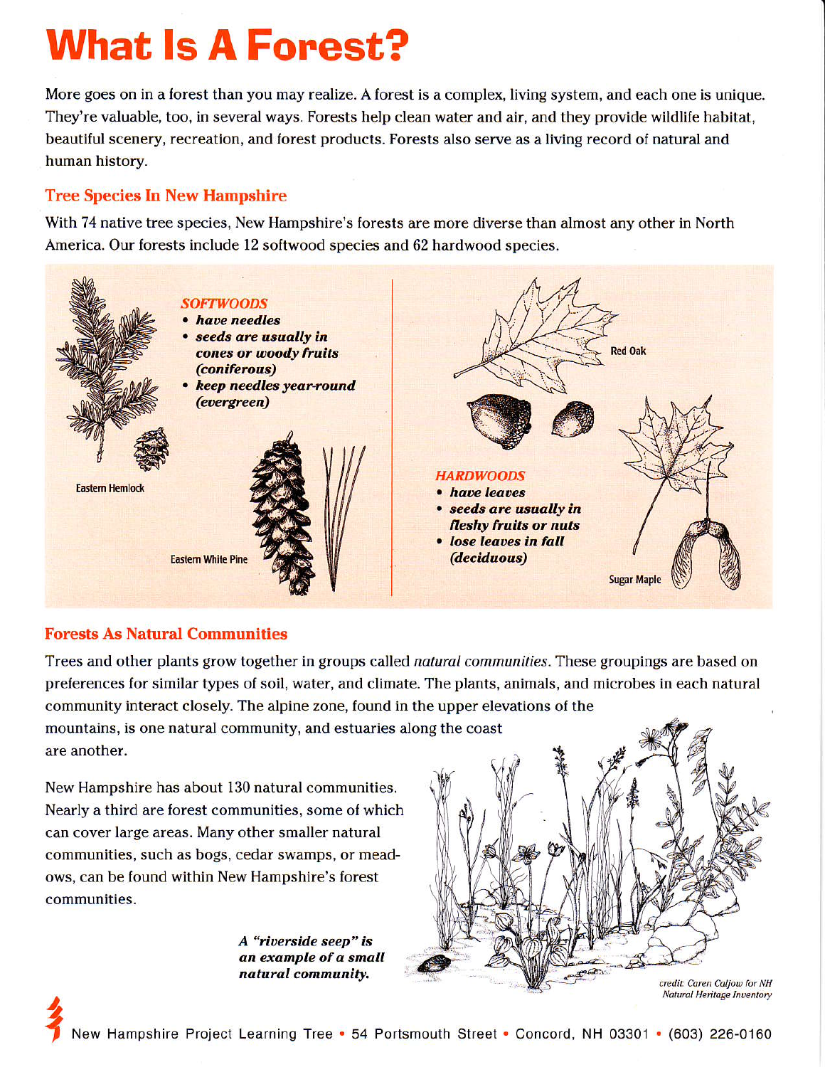# What Is A Forest?

More goes on in a forest than you may realize. A forest is a complex, living system, and each one is unique. They're valuable, too, in several ways. Forests help clean water and air, and they provide wildlife habitat, beautiful scenery, recreation, and forest products. Forests also serve as a living record of natural and human history.

## Tree Species In New Hampshire

With 74 native tree species, New Hampshire's forests are more diverse than almost any other in North America. Our forests include 12 softwood species and 62 hardwood species.

***SOFTWOODS***

- ***have needles***
- ***seeds are usually in cones or woody fruits (coniferous)***
- ***keep needles year-round (evergreen)***

Eastern Hemlock

Eastern White Pine

***HARDWOODS***

- ***have leaves***
- ***seeds are usually in fleshy fruits or nuts***
- ***lose leaves in fall (deciduous)***

Red Oak

Sugar Maple

## Forests As Natural Communities

Trees and other plants grow together in groups called *natural communities*. These groupings are based on preferences for similar types of soil, water, and climate. The plants, animals, and microbes in each natural community interact closely. The alpine zone, found in the upper elevations of the mountains, is one natural community, and estuaries along the coast are another.

New Hampshire has about 130 natural communities. Nearly a third are forest communities, some of which can cover large areas. Many other smaller natural communities, such as bogs, cedar swamps, or meadows, can be found within New Hampshire's forest communities.

***A "riverside seep" is an example of a small natural community.***

*credit: Caren Caljow for NH Natural Heritage Inventory*

New Hampshire Project Learning Tree • 54 Portsmouth Street • Concord, NH 03301 • (603) 226-0160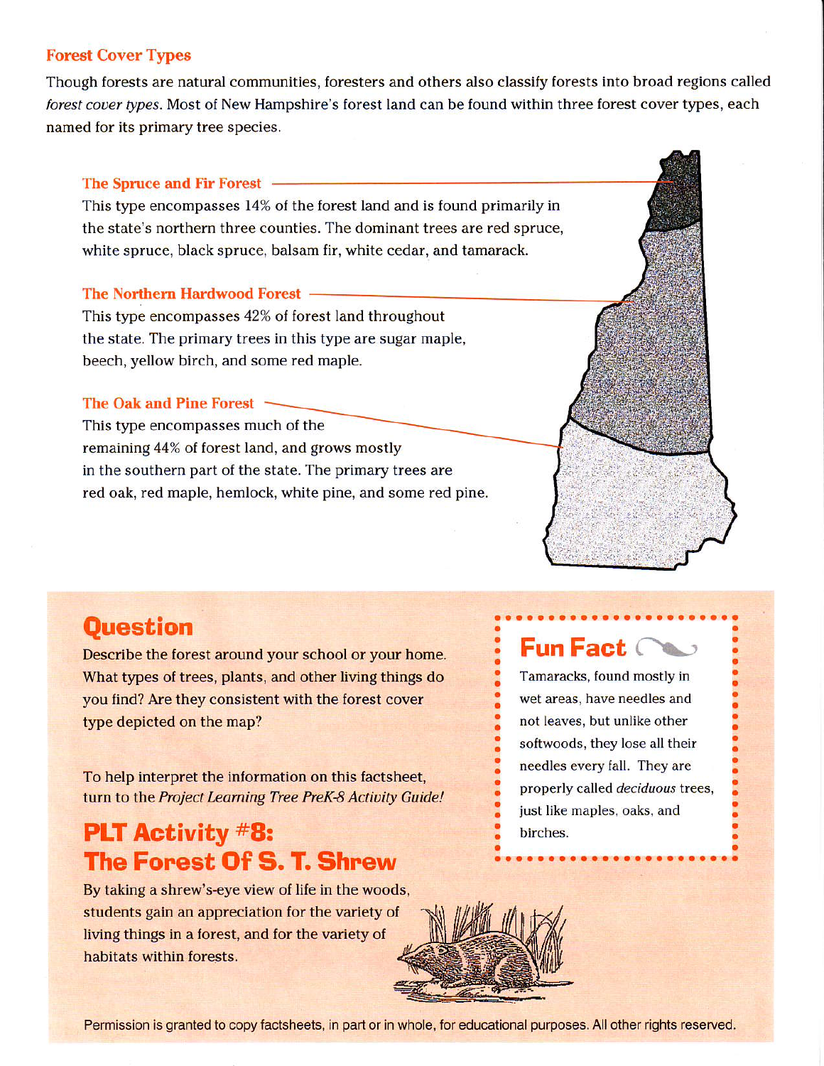## Forest Cover Types

Though forests are natural communities, foresters and others also classify forests into broad regions called *forest cover types*. Most of New Hampshire's forest land can be found within three forest cover types, each named for its primary tree species.

### The Spruce and Fir Forest

This type encompasses 14% of the forest land and is found primarily in the state's northern three counties. The dominant trees are red spruce, white spruce, black spruce, balsam fir, white cedar, and tamarack.

### The Northern Hardwood Forest

This type encompasses 42% of forest land throughout the state. The primary trees in this type are sugar maple, beech, yellow birch, and some red maple.

### The Oak and Pine Forest

This type encompasses much of the remaining 44% of forest land, and grows mostly in the southern part of the state. The primary trees are red oak, red maple, hemlock, white pine, and some red pine.

## Question

Describe the forest around your school or your home. What types of trees, plants, and other living things do you find? Are they consistent with the forest cover type depicted on the map?

To help interpret the information on this factsheet, turn to the *Project Learning Tree PreK-8 Activity Guide!*

## PLT Activity #8: The Forest Of S. T. Shrew

By taking a shrew's-eye view of life in the woods, students gain an appreciation for the variety of living things in a forest, and for the variety of habitats within forests.

## Fun Fact

Tamaracks, found mostly in wet areas, have needles and not leaves, but unlike other softwoods, they lose all their needles every fall. They are properly called *deciduous* trees, just like maples, oaks, and birches.

Permission is granted to copy factsheets, in part or in whole, for educational purposes. All other rights reserved.